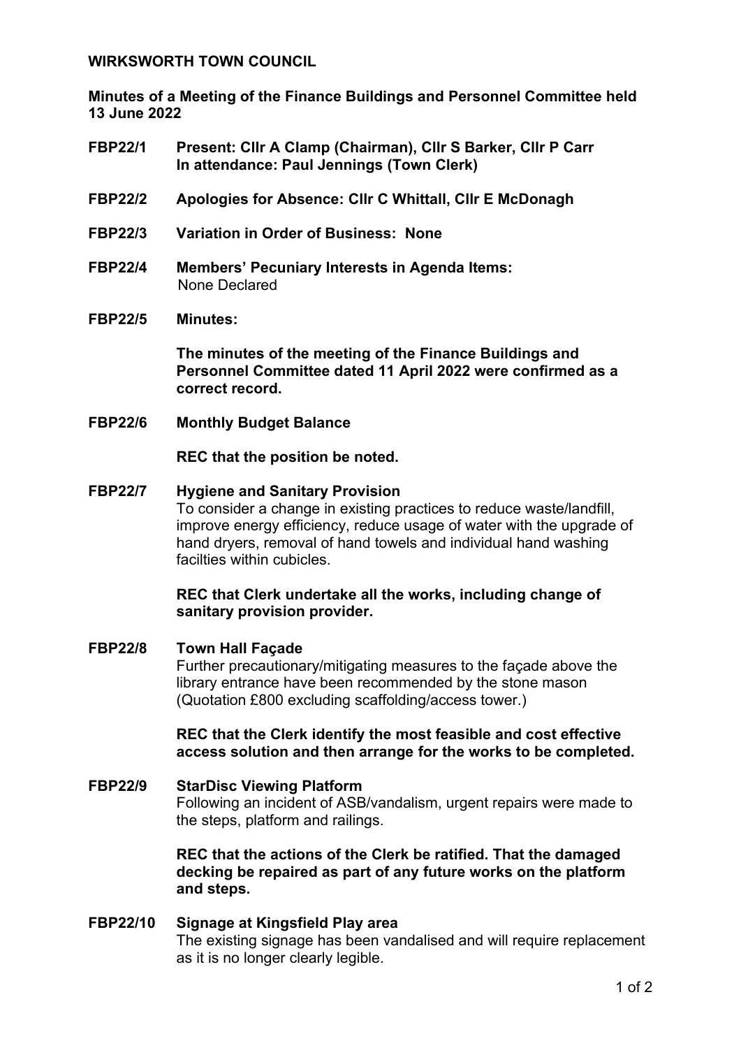**WIRKSWORTH TOWN COUNCIL**

**Minutes of a Meeting of the Finance Buildings and Personnel Committee held 13 June 2022**

**FBP22/1** **Present: Cllr A Clamp (Chairman), Cllr S Barker, Cllr P Carr**
**In attendance: Paul Jennings (Town Clerk)**

**FBP22/2** **Apologies for Absence: Cllr C Whittall, Cllr E McDonagh**

**FBP22/3** **Variation in Order of Business: None**

**FBP22/4** **Members' Pecuniary Interests in Agenda Items:**
None Declared

**FBP22/5** **Minutes:**

**The minutes of the meeting of the Finance Buildings and Personnel Committee dated 11 April 2022 were confirmed as a correct record.**

**FBP22/6** **Monthly Budget Balance**

**REC that the position be noted.**

**FBP22/7** **Hygiene and Sanitary Provision**
To consider a change in existing practices to reduce waste/landfill, improve energy efficiency, reduce usage of water with the upgrade of hand dryers, removal of hand towels and individual hand washing facilties within cubicles.

**REC that Clerk undertake all the works, including change of sanitary provision provider.**

**FBP22/8** **Town Hall Façade**
Further precautionary/mitigating measures to the façade above the library entrance have been recommended by the stone mason (Quotation £800 excluding scaffolding/access tower.)

**REC that the Clerk identify the most feasible and cost effective access solution and then arrange for the works to be completed.**

**FBP22/9** **StarDisc Viewing Platform**
Following an incident of ASB/vandalism, urgent repairs were made to the steps, platform and railings.

**REC that the actions of the Clerk be ratified. That the damaged decking be repaired as part of any future works on the platform and steps.**

**FBP22/10** **Signage at Kingsfield Play area**
The existing signage has been vandalised and will require replacement as it is no longer clearly legible.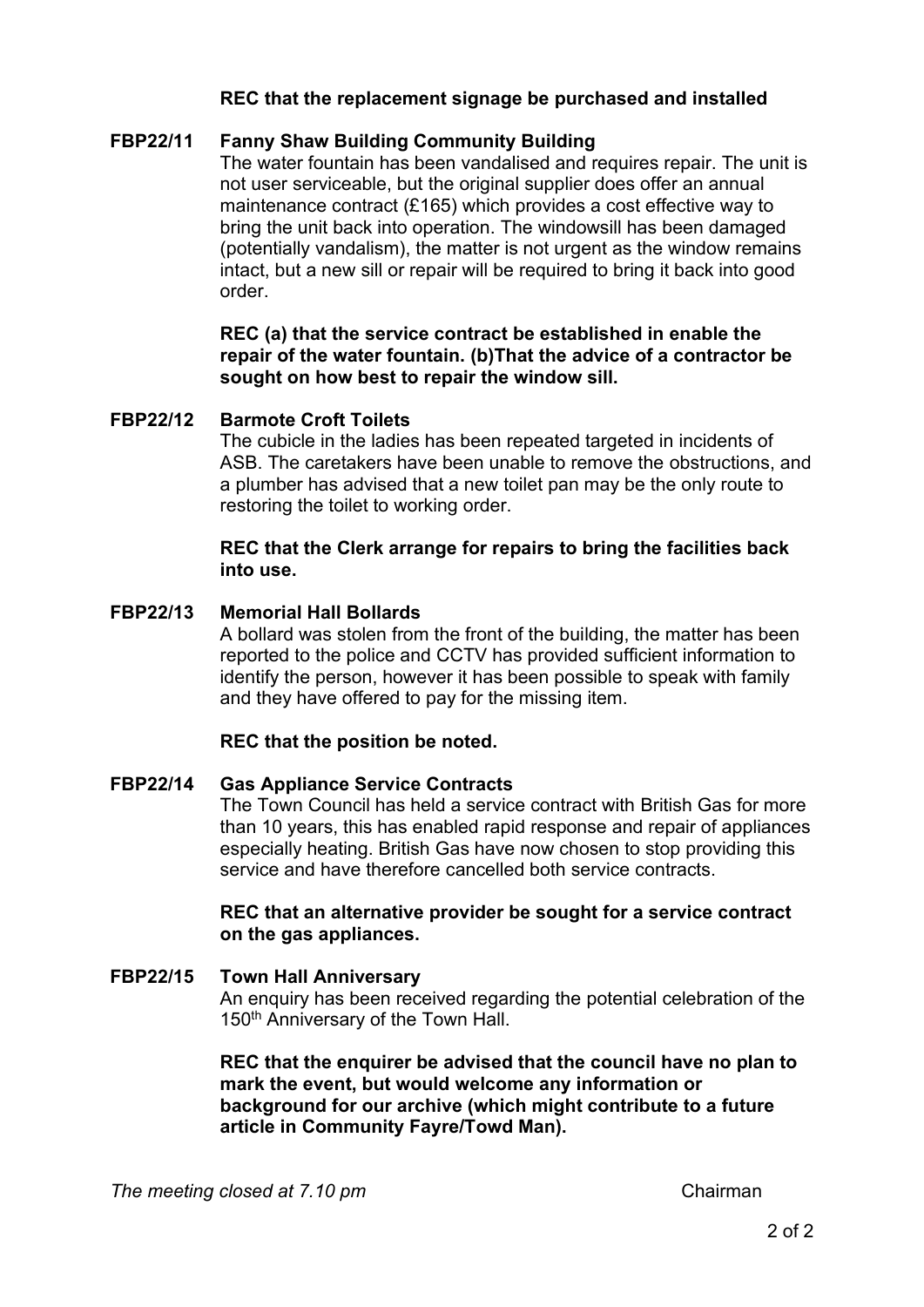**REC that the replacement signage be purchased and installed**

**FBP22/11 Fanny Shaw Building Community Building**

The water fountain has been vandalised and requires repair. The unit is not user serviceable, but the original supplier does offer an annual maintenance contract (£165) which provides a cost effective way to bring the unit back into operation. The windowsill has been damaged (potentially vandalism), the matter is not urgent as the window remains intact, but a new sill or repair will be required to bring it back into good order.

**REC (a) that the service contract be established in enable the repair of the water fountain. (b)That the advice of a contractor be sought on how best to repair the window sill.**

**FBP22/12 Barmote Croft Toilets**

The cubicle in the ladies has been repeated targeted in incidents of ASB. The caretakers have been unable to remove the obstructions, and a plumber has advised that a new toilet pan may be the only route to restoring the toilet to working order.

**REC that the Clerk arrange for repairs to bring the facilities back into use.**

**FBP22/13 Memorial Hall Bollards**

A bollard was stolen from the front of the building, the matter has been reported to the police and CCTV has provided sufficient information to identify the person, however it has been possible to speak with family and they have offered to pay for the missing item.

**REC that the position be noted.**

**FBP22/14 Gas Appliance Service Contracts**

The Town Council has held a service contract with British Gas for more than 10 years, this has enabled rapid response and repair of appliances especially heating. British Gas have now chosen to stop providing this service and have therefore cancelled both service contracts.

**REC that an alternative provider be sought for a service contract on the gas appliances.**

**FBP22/15 Town Hall Anniversary**

An enquiry has been received regarding the potential celebration of the 150th Anniversary of the Town Hall.

**REC that the enquirer be advised that the council have no plan to mark the event, but would welcome any information or background for our archive (which might contribute to a future article in Community Fayre/Towd Man).**

*The meeting closed at 7.10 pm* Chairman